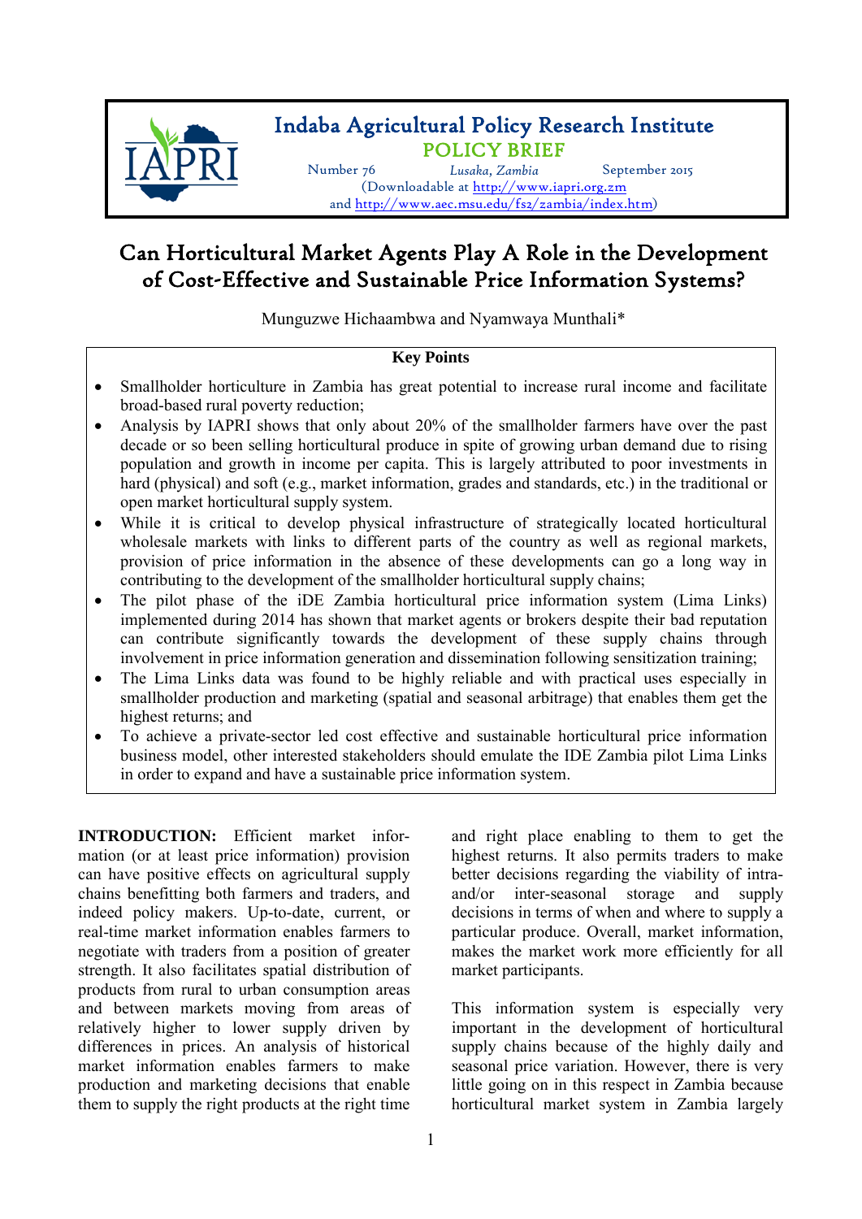# Indaba Agricultural Policy Research Institute

## POLICY BRIEF

Number 76 *Lusaka, Zambia* September 2015

(Downloadable at http://www.iapri.org.zm and http://www.aec.msu.edu/fs2/zambia/index.htm)

# Can Horticultural Market Agents Play A Role in the Development of Cost-Effective and Sustainable Price Information Systems?

Munguzwe Hichaambwa and Nyamwaya Munthali*

**Key Points**

- Smallholder horticulture in Zambia has great potential to increase rural income and facilitate broad-based rural poverty reduction;
- Analysis by IAPRI shows that only about 20% of the smallholder farmers have over the past decade or so been selling horticultural produce in spite of growing urban demand due to rising population and growth in income per capita. This is largely attributed to poor investments in hard (physical) and soft (e.g., market information, grades and standards, etc.) in the traditional or open market horticultural supply system.
- While it is critical to develop physical infrastructure of strategically located horticultural wholesale markets with links to different parts of the country as well as regional markets, provision of price information in the absence of these developments can go a long way in contributing to the development of the smallholder horticultural supply chains;
- The pilot phase of the iDE Zambia horticultural price information system (Lima Links) implemented during 2014 has shown that market agents or brokers despite their bad reputation can contribute significantly towards the development of these supply chains through involvement in price information generation and dissemination following sensitization training;
- The Lima Links data was found to be highly reliable and with practical uses especially in smallholder production and marketing (spatial and seasonal arbitrage) that enables them get the highest returns; and
- To achieve a private-sector led cost effective and sustainable horticultural price information business model, other interested stakeholders should emulate the IDE Zambia pilot Lima Links in order to expand and have a sustainable price information system.

**INTRODUCTION:** Efficient market information (or at least price information) provision can have positive effects on agricultural supply chains benefitting both farmers and traders, and indeed policy makers. Up-to-date, current, or real-time market information enables farmers to negotiate with traders from a position of greater strength. It also facilitates spatial distribution of products from rural to urban consumption areas and between markets moving from areas of relatively higher to lower supply driven by differences in prices. An analysis of historical market information enables farmers to make production and marketing decisions that enable them to supply the right products at the right time and right place enabling to them to get the highest returns. It also permits traders to make better decisions regarding the viability of intra-and/or inter-seasonal storage and supply decisions in terms of when and where to supply a particular produce. Overall, market information, makes the market work more efficiently for all market participants.

This information system is especially very important in the development of horticultural supply chains because of the highly daily and seasonal price variation. However, there is very little going on in this respect in Zambia because horticultural market system in Zambia largely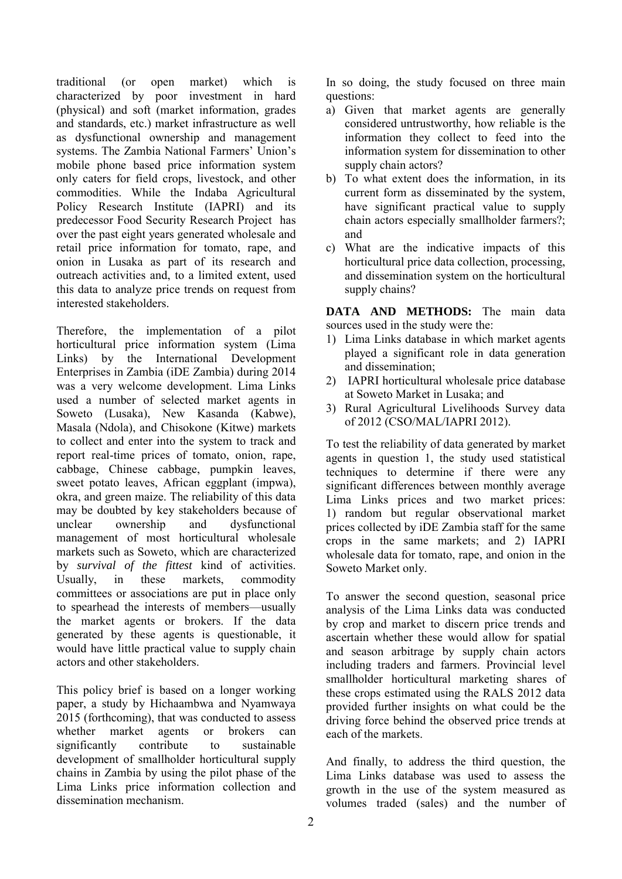traditional (or open market) which is characterized by poor investment in hard (physical) and soft (market information, grades and standards, etc.) market infrastructure as well as dysfunctional ownership and management systems. The Zambia National Farmers' Union's mobile phone based price information system only caters for field crops, livestock, and other commodities. While the Indaba Agricultural Policy Research Institute (IAPRI) and its predecessor Food Security Research Project has over the past eight years generated wholesale and retail price information for tomato, rape, and onion in Lusaka as part of its research and outreach activities and, to a limited extent, used this data to analyze price trends on request from interested stakeholders.

Therefore, the implementation of a pilot horticultural price information system (Lima Links) by the International Development Enterprises in Zambia (iDE Zambia) during 2014 was a very welcome development. Lima Links used a number of selected market agents in Soweto (Lusaka), New Kasanda (Kabwe), Masala (Ndola), and Chisokone (Kitwe) markets to collect and enter into the system to track and report real-time prices of tomato, onion, rape, cabbage, Chinese cabbage, pumpkin leaves, sweet potato leaves, African eggplant (impwa), okra, and green maize. The reliability of this data may be doubted by key stakeholders because of unclear ownership and dysfunctional management of most horticultural wholesale markets such as Soweto, which are characterized by *survival of the fittest* kind of activities. Usually, in these markets, commodity committees or associations are put in place only to spearhead the interests of members—usually the market agents or brokers. If the data generated by these agents is questionable, it would have little practical value to supply chain actors and other stakeholders.

This policy brief is based on a longer working paper, a study by Hichaambwa and Nyamwaya 2015 (forthcoming), that was conducted to assess whether market agents or brokers can significantly contribute to sustainable development of smallholder horticultural supply chains in Zambia by using the pilot phase of the Lima Links price information collection and dissemination mechanism.

In so doing, the study focused on three main questions:

a) Given that market agents are generally considered untrustworthy, how reliable is the information they collect to feed into the information system for dissemination to other supply chain actors?
b) To what extent does the information, in its current form as disseminated by the system, have significant practical value to supply chain actors especially smallholder farmers?; and
c) What are the indicative impacts of this horticultural price data collection, processing, and dissemination system on the horticultural supply chains?

**DATA AND METHODS:** The main data sources used in the study were the:

1) Lima Links database in which market agents played a significant role in data generation and dissemination;
2) IAPRI horticultural wholesale price database at Soweto Market in Lusaka; and
3) Rural Agricultural Livelihoods Survey data of 2012 (CSO/MAL/IAPRI 2012).

To test the reliability of data generated by market agents in question 1, the study used statistical techniques to determine if there were any significant differences between monthly average Lima Links prices and two market prices: 1) random but regular observational market prices collected by iDE Zambia staff for the same crops in the same markets; and 2) IAPRI wholesale data for tomato, rape, and onion in the Soweto Market only.

To answer the second question, seasonal price analysis of the Lima Links data was conducted by crop and market to discern price trends and ascertain whether these would allow for spatial and season arbitrage by supply chain actors including traders and farmers. Provincial level smallholder horticultural marketing shares of these crops estimated using the RALS 2012 data provided further insights on what could be the driving force behind the observed price trends at each of the markets.

And finally, to address the third question, the Lima Links database was used to assess the growth in the use of the system measured as volumes traded (sales) and the number of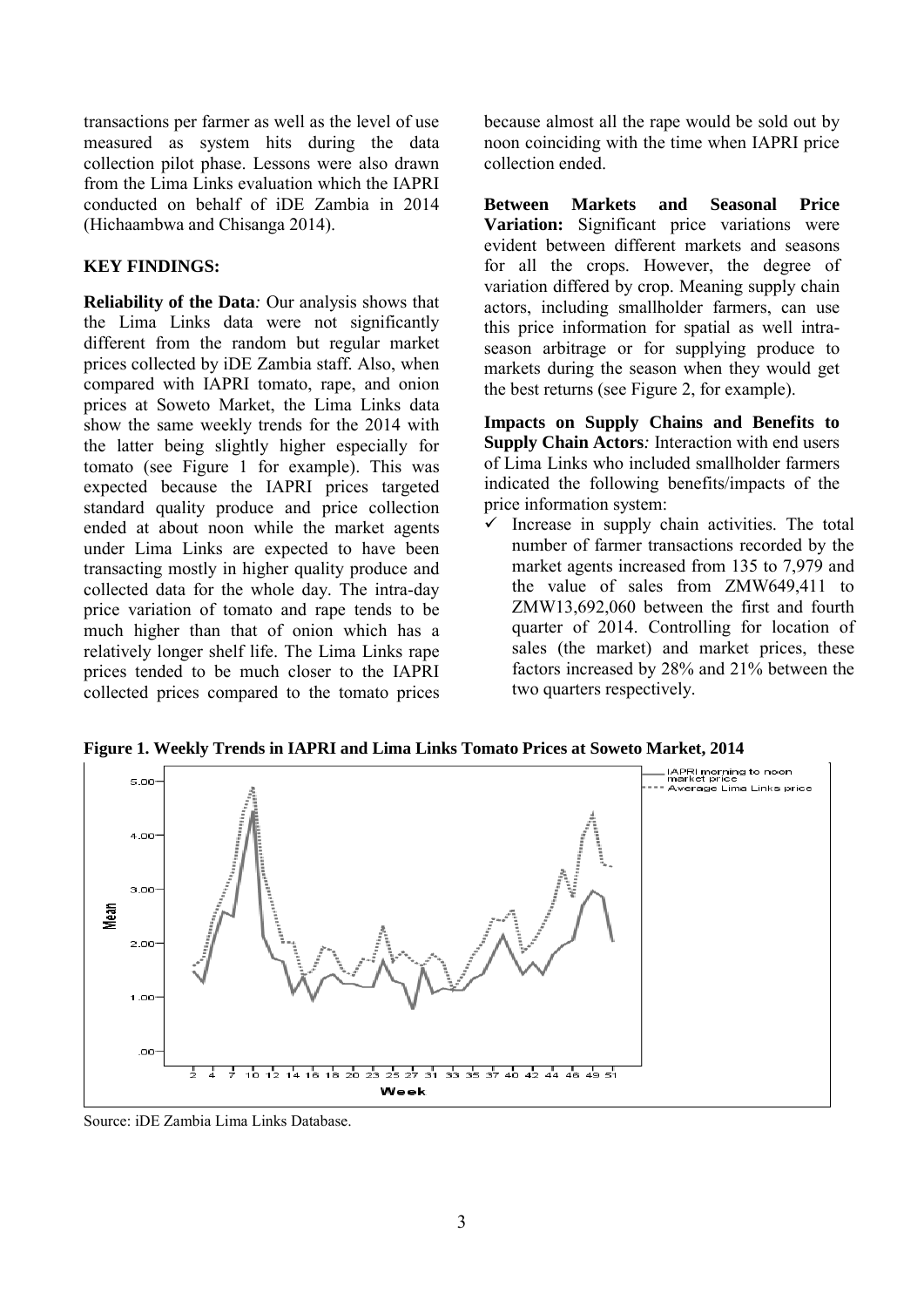transactions per farmer as well as the level of use measured as system hits during the data collection pilot phase. Lessons were also drawn from the Lima Links evaluation which the IAPRI conducted on behalf of iDE Zambia in 2014 (Hichaambwa and Chisanga 2014).

## KEY FINDINGS:

**Reliability of the Data***:* Our analysis shows that the Lima Links data were not significantly different from the random but regular market prices collected by iDE Zambia staff. Also, when compared with IAPRI tomato, rape, and onion prices at Soweto Market, the Lima Links data show the same weekly trends for the 2014 with the latter being slightly higher especially for tomato (see Figure 1 for example). This was expected because the IAPRI prices targeted standard quality produce and price collection ended at about noon while the market agents under Lima Links are expected to have been transacting mostly in higher quality produce and collected data for the whole day. The intra-day price variation of tomato and rape tends to be much higher than that of onion which has a relatively longer shelf life. The Lima Links rape prices tended to be much closer to the IAPRI collected prices compared to the tomato prices because almost all the rape would be sold out by noon coinciding with the time when IAPRI price collection ended.

**Between Markets and Seasonal Price Variation:** Significant price variations were evident between different markets and seasons for all the crops. However, the degree of variation differed by crop. Meaning supply chain actors, including smallholder farmers, can use this price information for spatial as well intra-season arbitrage or for supplying produce to markets during the season when they would get the best returns (see Figure 2, for example).

**Impacts on Supply Chains and Benefits to Supply Chain Actors***:* Interaction with end users of Lima Links who included smallholder farmers indicated the following benefits/impacts of the price information system:

- ✓ Increase in supply chain activities. The total number of farmer transactions recorded by the market agents increased from 135 to 7,979 and the value of sales from ZMW649,411 to ZMW13,692,060 between the first and fourth quarter of 2014. Controlling for location of sales (the market) and market prices, these factors increased by 28% and 21% between the two quarters respectively.

**Figure 1. Weekly Trends in IAPRI and Lima Links Tomato Prices at Soweto Market, 2014**

Source: iDE Zambia Lima Links Database.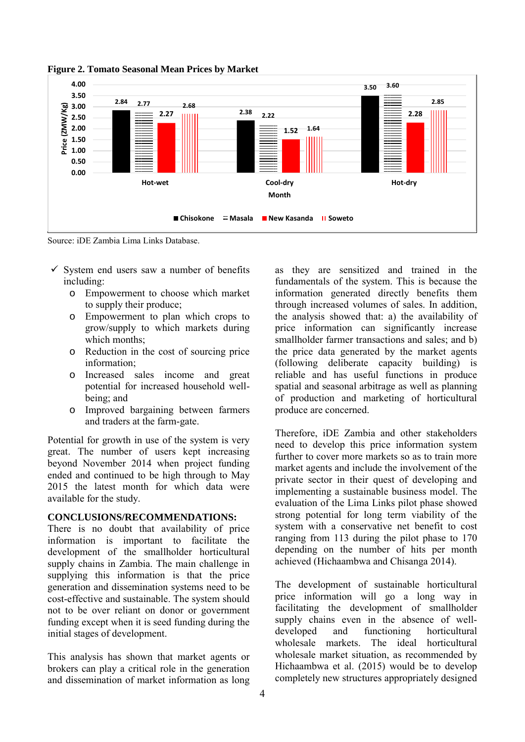**Figure 2. Tomato Seasonal Mean Prices by Market**

| Season | Chisokone | Masala | New Kasanda | Soweto |
|---|---|---|---|---|
| Hot-wet | 2.84 | 2.77 | 2.27 | 2.68 |
| Cool-dry | 2.38 | 2.22 | 1.52 | 1.64 |
| Hot-dry | 3.50 | 3.60 | 2.28 | 2.85 |

Price (ZMW/Kg); Month

Source: iDE Zambia Lima Links Database.

- ✓ System end users saw a number of benefits including:
  - Empowerment to choose which market to supply their produce;
  - Empowerment to plan which crops to grow/supply to which markets during which months;
  - Reduction in the cost of sourcing price information;
  - Increased sales income and great potential for increased household well-being; and
  - Improved bargaining between farmers and traders at the farm-gate.

Potential for growth in use of the system is very great. The number of users kept increasing beyond November 2014 when project funding ended and continued to be high through to May 2015 the latest month for which data were available for the study.

**CONCLUSIONS/RECOMMENDATIONS:**

There is no doubt that availability of price information is important to facilitate the development of the smallholder horticultural supply chains in Zambia. The main challenge in supplying this information is that the price generation and dissemination systems need to be cost-effective and sustainable. The system should not to be over reliant on donor or government funding except when it is seed funding during the initial stages of development.

This analysis has shown that market agents or brokers can play a critical role in the generation and dissemination of market information as long as they are sensitized and trained in the fundamentals of the system. This is because the information generated directly benefits them through increased volumes of sales. In addition, the analysis showed that: a) the availability of price information can significantly increase smallholder farmer transactions and sales; and b) the price data generated by the market agents (following deliberate capacity building) is reliable and has useful functions in produce spatial and seasonal arbitrage as well as planning of production and marketing of horticultural produce are concerned.

Therefore, iDE Zambia and other stakeholders need to develop this price information system further to cover more markets so as to train more market agents and include the involvement of the private sector in their quest of developing and implementing a sustainable business model. The evaluation of the Lima Links pilot phase showed strong potential for long term viability of the system with a conservative net benefit to cost ranging from 113 during the pilot phase to 170 depending on the number of hits per month achieved (Hichaambwa and Chisanga 2014).

The development of sustainable horticultural price information will go a long way in facilitating the development of smallholder supply chains even in the absence of well-developed and functioning horticultural wholesale markets. The ideal horticultural wholesale market situation, as recommended by Hichaambwa et al. (2015) would be to develop completely new structures appropriately designed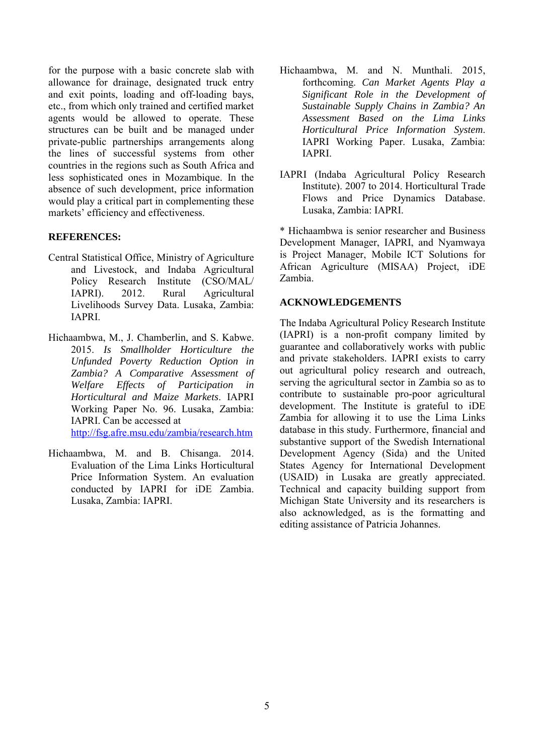for the purpose with a basic concrete slab with allowance for drainage, designated truck entry and exit points, loading and off-loading bays, etc., from which only trained and certified market agents would be allowed to operate. These structures can be built and be managed under private-public partnerships arrangements along the lines of successful systems from other countries in the regions such as South Africa and less sophisticated ones in Mozambique. In the absence of such development, price information would play a critical part in complementing these markets' efficiency and effectiveness.

## REFERENCES:

Central Statistical Office, Ministry of Agriculture and Livestock, and Indaba Agricultural Policy Research Institute (CSO/MAL/IAPRI). 2012. Rural Agricultural Livelihoods Survey Data. Lusaka, Zambia: IAPRI.

Hichaambwa, M., J. Chamberlin, and S. Kabwe. 2015. *Is Smallholder Horticulture the Unfunded Poverty Reduction Option in Zambia? A Comparative Assessment of Welfare Effects of Participation in Horticultural and Maize Markets*. IAPRI Working Paper No. 96. Lusaka, Zambia: IAPRI. Can be accessed at http://fsg.afre.msu.edu/zambia/research.htm

Hichaambwa, M. and B. Chisanga. 2014. Evaluation of the Lima Links Horticultural Price Information System. An evaluation conducted by IAPRI for iDE Zambia. Lusaka, Zambia: IAPRI.

Hichaambwa, M. and N. Munthali. 2015, forthcoming. *Can Market Agents Play a Significant Role in the Development of Sustainable Supply Chains in Zambia? An Assessment Based on the Lima Links Horticultural Price Information System*. IAPRI Working Paper. Lusaka, Zambia: IAPRI.

IAPRI (Indaba Agricultural Policy Research Institute). 2007 to 2014. Horticultural Trade Flows and Price Dynamics Database. Lusaka, Zambia: IAPRI.

* Hichaambwa is senior researcher and Business Development Manager, IAPRI, and Nyamwaya is Project Manager, Mobile ICT Solutions for African Agriculture (MISAA) Project, iDE Zambia.

## ACKNOWLEDGEMENTS

The Indaba Agricultural Policy Research Institute (IAPRI) is a non-profit company limited by guarantee and collaboratively works with public and private stakeholders. IAPRI exists to carry out agricultural policy research and outreach, serving the agricultural sector in Zambia so as to contribute to sustainable pro-poor agricultural development. The Institute is grateful to iDE Zambia for allowing it to use the Lima Links database in this study. Furthermore, financial and substantive support of the Swedish International Development Agency (Sida) and the United States Agency for International Development (USAID) in Lusaka are greatly appreciated. Technical and capacity building support from Michigan State University and its researchers is also acknowledged, as is the formatting and editing assistance of Patricia Johannes.